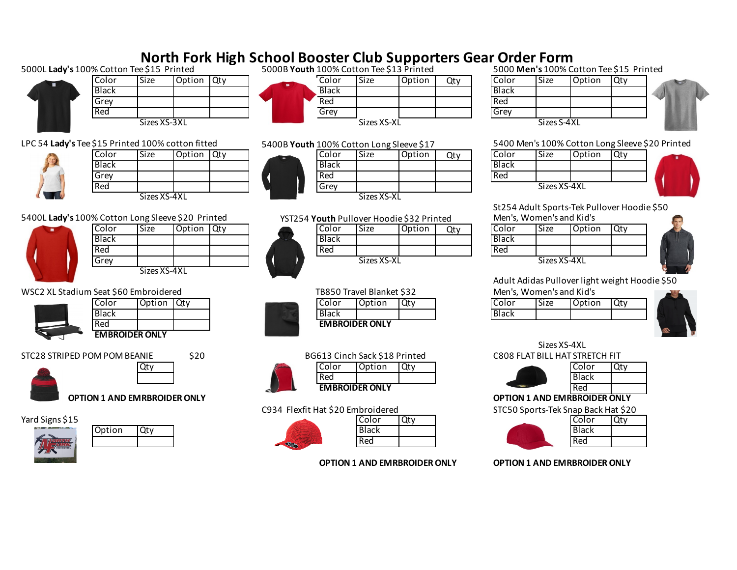# North Fork High School Booster Club Supporters Gear Order Form

5000L **Lady's** 100% Cotton Tee $15 Printed

| Color | Size | Option | Qty |
|---|---|---|---|
| Black | | | |
| Grey | | | |
| Red | | | |

Sizes XS-3XL

5000B **Youth** 100% Cotton Tee $13 Printed

| Color | Size | Option | Qty |
|---|---|---|---|
| Black | | | |
| Red | | | |
| Grey | | | |

Sizes XS-XL

5000 **Men's** 100% Cotton Tee $15 Printed

| Color | Size | Option | Qty |
|---|---|---|---|
| Black | | | |
| Red | | | |
| Grey | | | |

Sizes S-4XL

LPC 54 **Lady's** Tee $15 Printed 100% cotton fitted

| Color | Size | Option | Qty |
|---|---|---|---|
| Black | | | |
| Grey | | | |
| Red | | | |

Sizes XS-4XL

5400B **Youth** 100% Cotton Long Sleeve $17

| Color | Size | Option | Qty |
|---|---|---|---|
| Black | | | |
| Red | | | |
| Grey | | | |

Sizes XS-XL

5400 Men's 100% Cotton Long Sleeve $20 Printed

| Color | Size | Option | Qty |
|---|---|---|---|
| Black | | | |
| Red | | | |

Sizes XS-4XL

5400L **Lady's** 100% Cotton Long Sleeve $20 Printed

| Color | Size | Option | Qty |
|---|---|---|---|
| Black | | | |
| Red | | | |
| Grey | | | |

Sizes XS-4XL

YST254 **Youth** Pullover Hoodie $32 Printed

| Color | Size | Option | Qty |
|---|---|---|---|
| Black | | | |
| Red | | | |

Sizes XS-XL

St254 Adult Sports-Tek Pullover Hoodie $50
Men's, Women's and Kid's

| Color | Size | Option | Qty |
|---|---|---|---|
| Black | | | |
| Red | | | |

Sizes XS-4XL

WSC2 XL Stadium Seat $60 Embroidered

| Color | Option | Qty |
|---|---|---|
| Black | | |
| Red | | |

**EMBROIDER ONLY**

TB850 Travel Blanket $32

| Color | Option | Qty |
|---|---|---|
| Black | | |

**EMBROIDER ONLY**

Adult Adidas Pullover light weight Hoodie $50
Men's, Women's and Kid's

| Color | Size | Option | Qty |
|---|---|---|---|
| Black | | | |

Sizes XS-4XL

STC28 STRIPED POM POM BEANIE $20

| Qty |
|---|
| |

**OPTION 1 AND EMRBROIDER ONLY**

BG613 Cinch Sack $18 Printed

| Color | Option | Qty |
|---|---|---|
| Red | | |

**EMBROIDER ONLY**

C808 FLAT BILL HAT STRETCH FIT

| Color | Qty |
|---|---|
| Black | |
| Red | |

**OPTION 1 AND EMRBROIDER ONLY**

Yard Signs $15

| Option | Qty |
|---|---|
| | |

C934 Flexfit Hat $20 Embroidered

| Color | Qty |
|---|---|
| Black | |
| Red | |

**OPTION 1 AND EMRBROIDER ONLY**

STC50 Sports-Tek Snap Back Hat $20

| Color | Qty |
|---|---|
| Black | |
| Red | |

**OPTION 1 AND EMRBROIDER ONLY**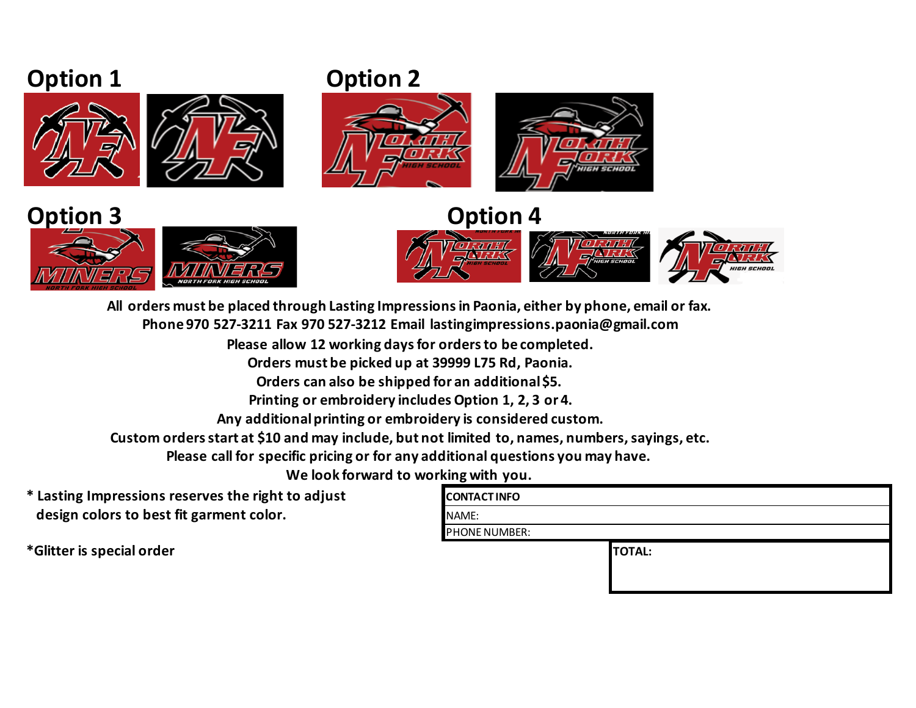## Option 1

## Option 2

## Option 3

## Option 4

**All orders must be placed through Lasting Impressions in Paonia, either by phone, email or fax.**
**Phone 970 527-3211 Fax 970 527-3212 Email lastingimpressions.paonia@gmail.com**
**Please allow 12 working days for orders to be completed.**
**Orders must be picked up at 39999 L75 Rd, Paonia.**
**Orders can also be shipped for an additional $5.**
**Printing or embroidery includes Option 1, 2, 3 or 4.**
**Any additional printing or embroidery is considered custom.**
**Custom orders start at $10 and may include, but not limited to, names, numbers, sayings, etc.**
**Please call for specific pricing or for any additional questions you may have.**
**We look forward to working with you.**

**\* Lasting Impressions reserves the right to adjust design colors to best fit garment color.**

**\*Glitter is special order**

| CONTACT INFO |
|---|
| NAME: |
| PHONE NUMBER: |

**TOTAL:**